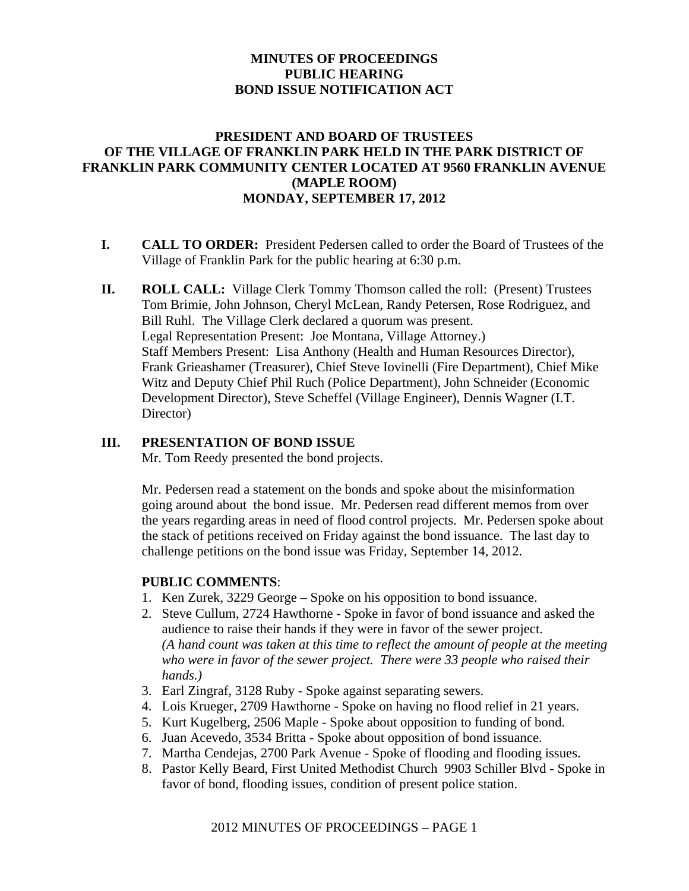# MINUTES OF PROCEEDINGS
# PUBLIC HEARING
# BOND ISSUE NOTIFICATION ACT

## PRESIDENT AND BOARD OF TRUSTEES OF THE VILLAGE OF FRANKLIN PARK HELD IN THE PARK DISTRICT OF FRANKLIN PARK COMMUNITY CENTER LOCATED AT 9560 FRANKLIN AVENUE (MAPLE ROOM) MONDAY, SEPTEMBER 17, 2012

**I. CALL TO ORDER:** President Pedersen called to order the Board of Trustees of the Village of Franklin Park for the public hearing at 6:30 p.m.

**II. ROLL CALL:** Village Clerk Tommy Thomson called the roll: (Present) Trustees Tom Brimie, John Johnson, Cheryl McLean, Randy Petersen, Rose Rodriguez, and Bill Ruhl. The Village Clerk declared a quorum was present.
Legal Representation Present: Joe Montana, Village Attorney.)
Staff Members Present: Lisa Anthony (Health and Human Resources Director), Frank Grieashamer (Treasurer), Chief Steve Iovinelli (Fire Department), Chief Mike Witz and Deputy Chief Phil Ruch (Police Department), John Schneider (Economic Development Director), Steve Scheffel (Village Engineer), Dennis Wagner (I.T. Director)

**III. PRESENTATION OF BOND ISSUE**
Mr. Tom Reedy presented the bond projects.

Mr. Pedersen read a statement on the bonds and spoke about the misinformation going around about the bond issue. Mr. Pedersen read different memos from over the years regarding areas in need of flood control projects. Mr. Pedersen spoke about the stack of petitions received on Friday against the bond issuance. The last day to challenge petitions on the bond issue was Friday, September 14, 2012.

**PUBLIC COMMENTS**:

1. Ken Zurek, 3229 George – Spoke on his opposition to bond issuance.
2. Steve Cullum, 2724 Hawthorne - Spoke in favor of bond issuance and asked the audience to raise their hands if they were in favor of the sewer project.
   *(A hand count was taken at this time to reflect the amount of people at the meeting who were in favor of the sewer project. There were 33 people who raised their hands.)*
3. Earl Zingraf, 3128 Ruby - Spoke against separating sewers.
4. Lois Krueger, 2709 Hawthorne - Spoke on having no flood relief in 21 years.
5. Kurt Kugelberg, 2506 Maple - Spoke about opposition to funding of bond.
6. Juan Acevedo, 3534 Britta - Spoke about opposition of bond issuance.
7. Martha Cendejas, 2700 Park Avenue - Spoke of flooding and flooding issues.
8. Pastor Kelly Beard, First United Methodist Church 9903 Schiller Blvd - Spoke in favor of bond, flooding issues, condition of present police station.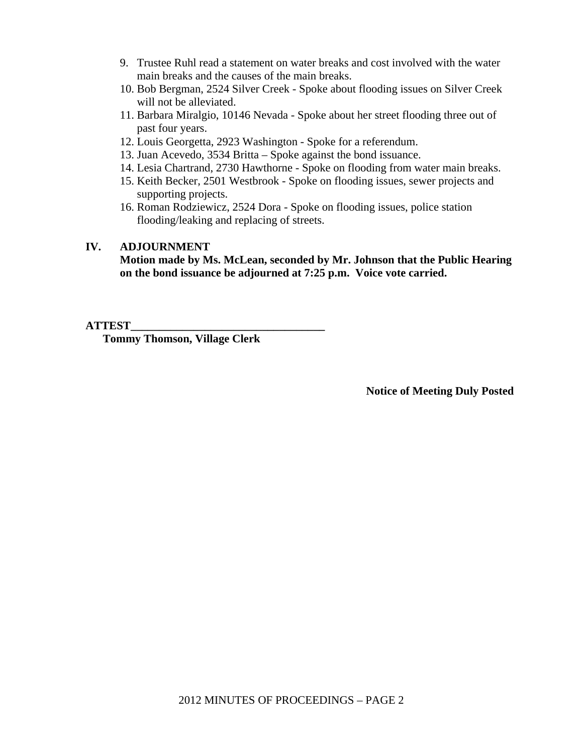9. Trustee Ruhl read a statement on water breaks and cost involved with the water main breaks and the causes of the main breaks.
10. Bob Bergman, 2524 Silver Creek - Spoke about flooding issues on Silver Creek will not be alleviated.
11. Barbara Miralgio, 10146 Nevada - Spoke about her street flooding three out of past four years.
12. Louis Georgetta, 2923 Washington - Spoke for a referendum.
13. Juan Acevedo, 3534 Britta – Spoke against the bond issuance.
14. Lesia Chartrand, 2730 Hawthorne - Spoke on flooding from water main breaks.
15. Keith Becker, 2501 Westbrook - Spoke on flooding issues, sewer projects and supporting projects.
16. Roman Rodziewicz, 2524 Dora - Spoke on flooding issues, police station flooding/leaking and replacing of streets.

## IV. ADJOURNMENT

**Motion made by Ms. McLean, seconded by Mr. Johnson that the Public Hearing on the bond issuance be adjourned at 7:25 p.m. Voice vote carried.**

**ATTEST\_\_\_\_\_\_\_\_\_\_\_\_\_\_\_\_\_\_\_\_\_\_\_\_\_\_\_\_\_\_\_\_\_\_**
**Tommy Thomson, Village Clerk**

**Notice of Meeting Duly Posted**